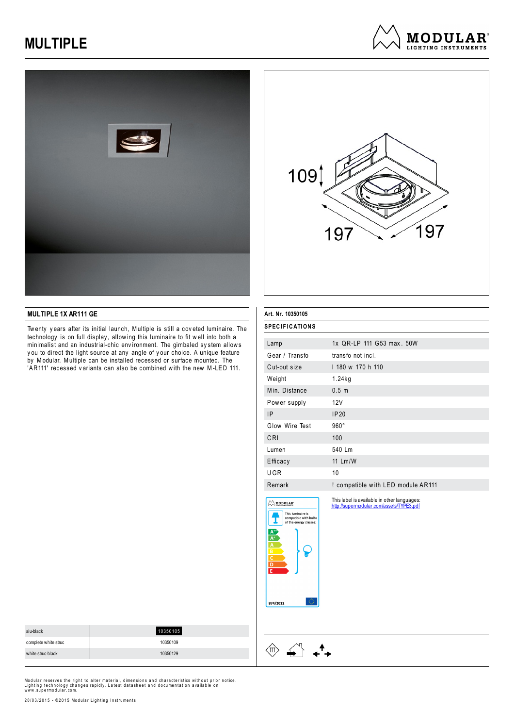# MULTIPLE

## MULTIPLE 1X AR111 GE

Twenty years after its initial launch, Multiple is still a coveted luminaire. The technology is on full display, allowing this luminaire to fit well into both a minimalist and an industrial-chic environment. The gimbaled system allows you to direct the light source at any angle of your choice. A unique feature by Modular. Multiple can be installed recessed or surface mounted. The 'AR111' recessed variants can also be combined with the new M-LED 111.

| | |
|---|---|
| alu-black | 10350105 |
| complete white struc | 10350109 |
| white struc-black | 10350129 |

**Art. Nr. 10350105**

### SPECIFICATIONS

| | |
|---|---|
| Lamp | 1x QR-LP 111 G53 max. 50W |
| Gear / Transfo | transfo not incl. |
| Cut-out size | l 180 w 170 h 110 |
| Weight | 1.24kg |
| Min. Distance | 0.5 m |
| Power supply | 12V |
| IP | IP20 |
| Glow Wire Test | 960° |
| CRI | 100 |
| Lumen | 540 Lm |
| Efficacy | 11 Lm/W |
| UGR | 10 |
| Remark | ! compatible with LED module AR111 |

This luminaire is compatible with bulbs of the energy classes: A++, A+, A, B, C, D, E

874/2012

This label is available in other languages:
http://supermodular.com/assets/TYPE3.pdf

Modular reserves the right to alter material, dimensions and characteristics without prior notice. Lighting technology changes rapidly. Latest datasheet and documentation available on www.supermodular.com.

20/03/2015 - ©2015 Modular Lighting Instruments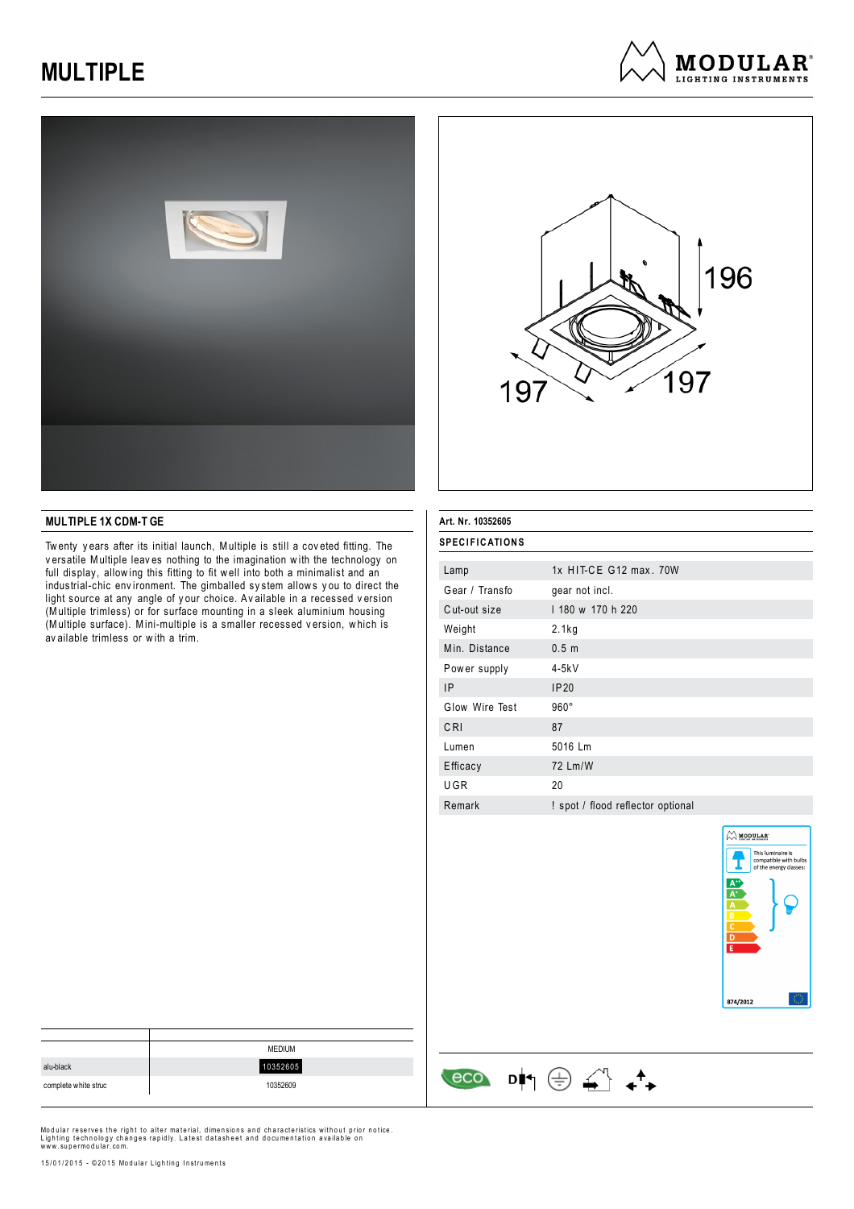# MULTIPLE

MODULAR® LIGHTING INSTRUMENTS

## MULTIPLE 1X CDM-T GE

Twenty years after its initial launch, Multiple is still a coveted fitting. The versatile Multiple leaves nothing to the imagination with the technology on full display, allowing this fitting to fit well into both a minimalist and an industrial-chic environment. The gimballed system allows you to direct the light source at any angle of your choice. Available in a recessed version (Multiple trimless) or for surface mounting in a sleek aluminium housing (Multiple surface). Mini-multiple is a smaller recessed version, which is available trimless or with a trim.

Art. Nr. 10352605

### SPECIFICATIONS

| | |
|---|---|
| Lamp | 1x HIT-CE G12 max. 70W |
| Gear / Transfo | gear not incl. |
| Cut-out size | l 180 w 170 h 220 |
| Weight | 2.1kg |
| Min. Distance | 0.5 m |
| Power supply | 4-5kV |
| IP | IP20 |
| Glow Wire Test | 960° |
| CRI | 87 |
| Lumen | 5016 Lm |
| Efficacy | 72 Lm/W |
| UGR | 20 |
| Remark | ! spot / flood reflector optional |

196

197

197

This luminaire is compatible with bulbs of the energy classes: A++ A+ A B C D E

874/2012

| | MEDIUM |
|---|---|
| alu-black | 10352605 |
| complete white struc | 10352609 |

eco

Modular reserves the right to alter material, dimensions and characteristics without prior notice. Lighting technology changes rapidly. Latest datasheet and documentation available on www.supermodular.com.

15/01/2015 - ©2015 Modular Lighting Instruments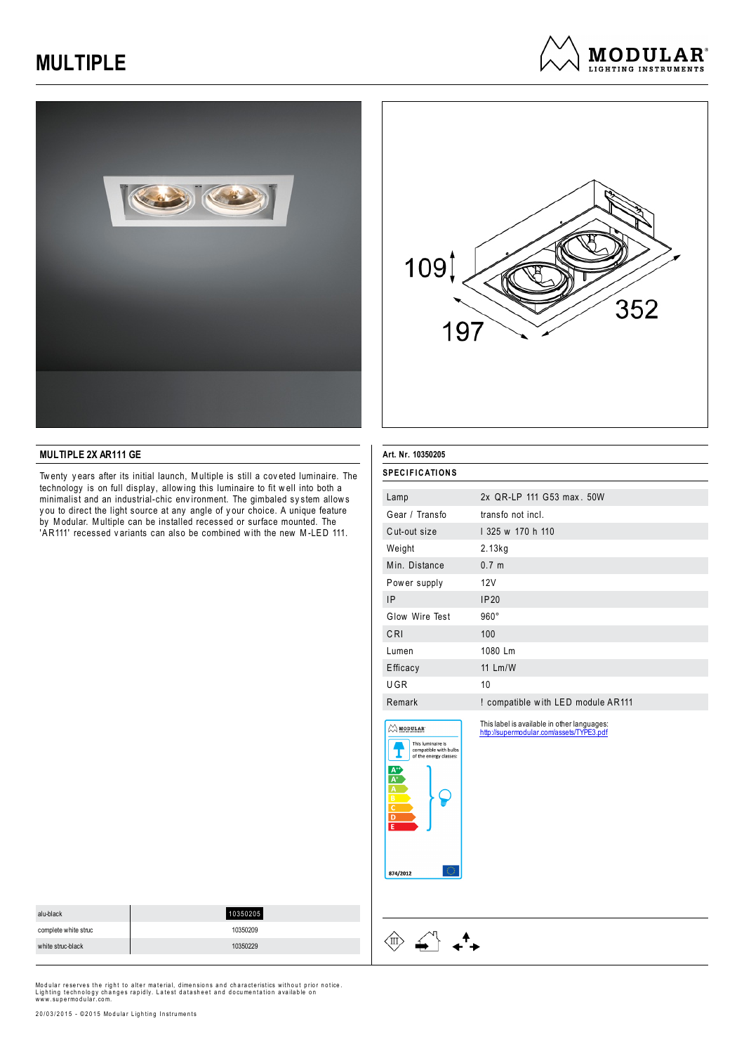# MULTIPLE

109

197

352

## MULTIPLE 2X AR111 GE

Twenty years after its initial launch, Multiple is still a coveted luminaire. The technology is on full display, allowing this luminaire to fit well into both a minimalist and an industrial-chic environment. The gimbaled system allows you to direct the light source at any angle of your choice. A unique feature by Modular. Multiple can be installed recessed or surface mounted. The 'AR111' recessed variants can also be combined with the new M-LED 111.

**Art. Nr. 10350205**

**SPECIFICATIONS**

| | |
|---|---|
| Lamp | 2x QR-LP 111 G53 max. 50W |
| Gear / Transfo | transfo not incl. |
| Cut-out size | l 325 w 170 h 110 |
| Weight | 2.13kg |
| Min. Distance | 0.7 m |
| Power supply | 12V |
| IP | IP20 |
| Glow Wire Test | 960° |
| CRI | 100 |
| Lumen | 1080 Lm |
| Efficacy | 11 Lm/W |
| UGR | 10 |
| Remark | ! compatible with LED module AR111 |

This luminaire is compatible with bulbs of the energy classes: A++, A+, A, B, C, D, E

874/2012

This label is available in other languages: http://supermodular.com/assets/TYPE3.pdf

| | |
|---|---|
| alu-black | 10350205 |
| complete white struc | 10350209 |
| white struc-black | 10350229 |

Modular reserves the right to alter material, dimensions and characteristics without prior notice. Lighting technology changes rapidly. Latest datasheet and documentation available on www.supermodular.com.

20/03/2015 - ©2015 Modular Lighting Instruments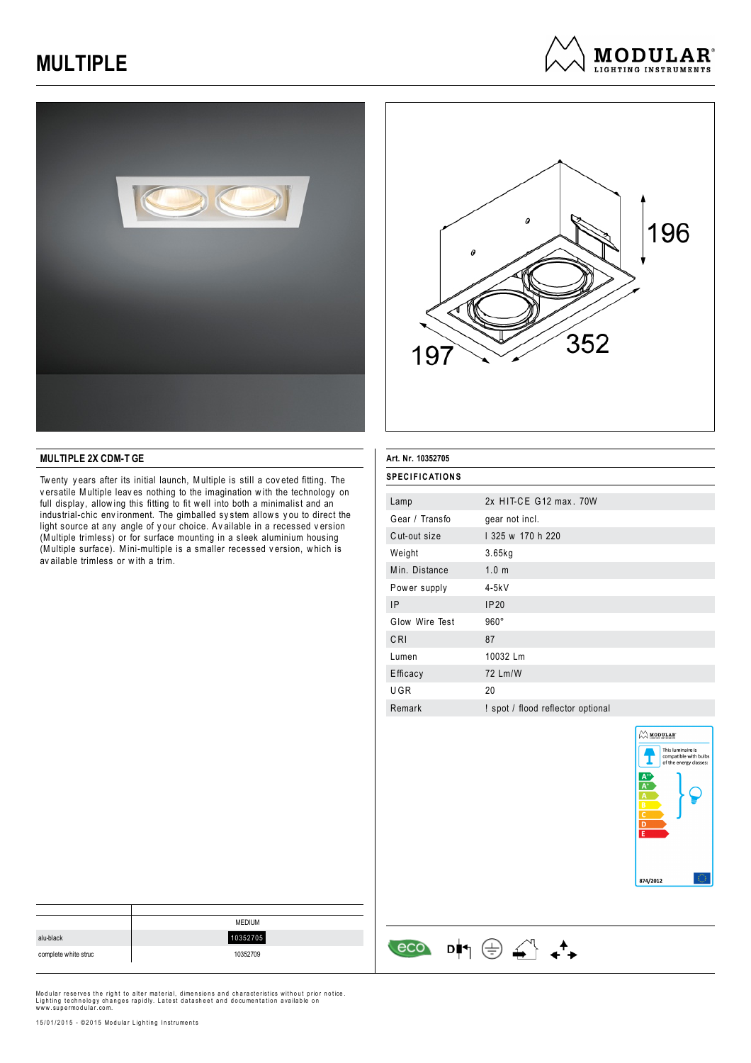# MULTIPLE

MODULAR LIGHTING INSTRUMENTS

196

197

352

## MULTIPLE 2X CDM-T GE

Twenty years after its initial launch, Multiple is still a coveted fitting. The versatile Multiple leaves nothing to the imagination with the technology on full display, allowing this fitting to fit well into both a minimalist and an industrial-chic environment. The gimballed system allows you to direct the light source at any angle of your choice. Available in a recessed version (Multiple trimless) or for surface mounting in a sleek aluminium housing (Multiple surface). Mini-multiple is a smaller recessed version, which is available trimless or with a trim.

**Art. Nr. 10352705**

**SPECIFICATIONS**

| | |
|---|---|
| Lamp | 2x HIT-CE G12 max. 70W |
| Gear / Transfo | gear not incl. |
| Cut-out size | l 325 w 170 h 220 |
| Weight | 3.65kg |
| Min. Distance | 1.0 m |
| Power supply | 4-5kV |
| IP | IP20 |
| Glow Wire Test | 960° |
| CRI | 87 |
| Lumen | 10032 Lm |
| Efficacy | 72 Lm/W |
| UGR | 20 |
| Remark | ! spot / flood reflector optional |

This luminaire is compatible with bulbs of the energy classes: A++ A+ A B C D E

874/2012

| | MEDIUM |
|---|---|
| alu-black | 10352705 |
| complete white struc | 10352709 |

eco

Modular reserves the right to alter material, dimensions and characteristics without prior notice. Lighting technology changes rapidly. Latest datasheet and documentation available on www.supermodular.com.

15/01/2015 - ©2015 Modular Lighting Instruments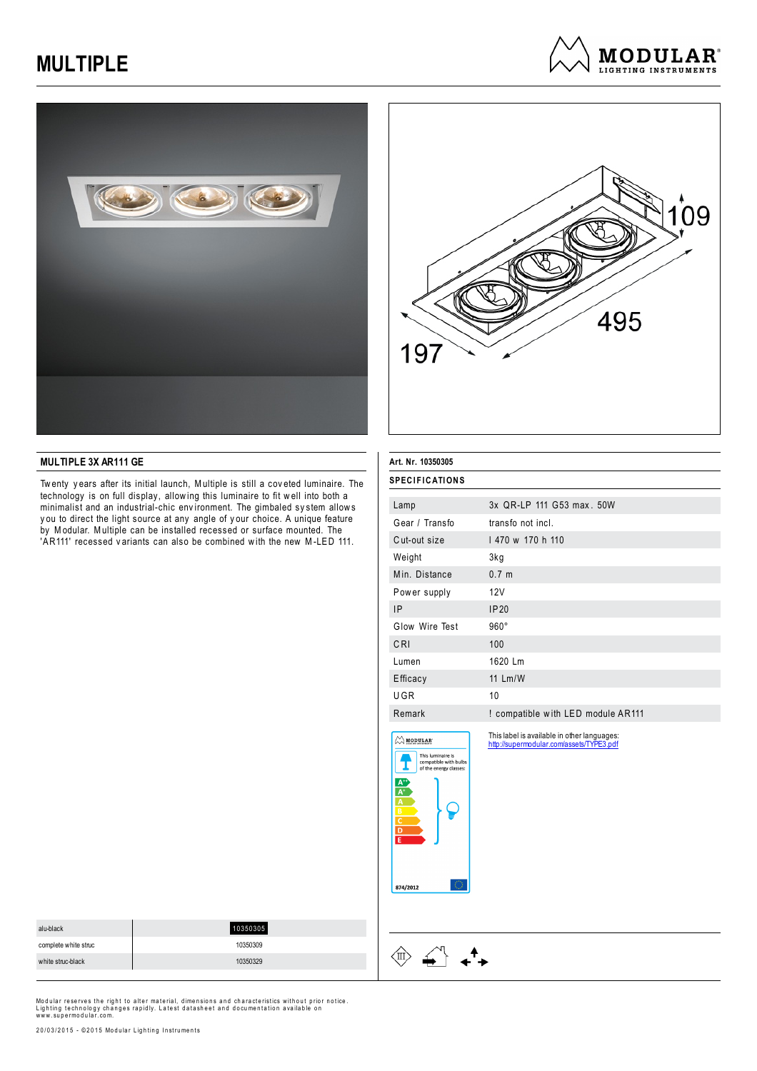# MULTIPLE

MODULAR LIGHTING INSTRUMENTS

109

495

197

## MULTIPLE 3X AR111 GE

Twenty years after its initial launch, Multiple is still a coveted luminaire. The technology is on full display, allowing this luminaire to fit well into both a minimalist and an industrial-chic environment. The gimbaled system allows you to direct the light source at any angle of your choice. A unique feature by Modular. Multiple can be installed recessed or surface mounted. The 'AR111' recessed variants can also be combined with the new M-LED 111.

**Art. Nr. 10350305**

**SPECIFICATIONS**

| | |
|---|---|
| Lamp | 3x QR-LP 111 G53 max. 50W |
| Gear / Transfo | transfo not incl. |
| Cut-out size | l 470 w 170 h 110 |
| Weight | 3kg |
| Min. Distance | 0.7 m |
| Power supply | 12V |
| IP | IP20 |
| Glow Wire Test | 960° |
| CRI | 100 |
| Lumen | 1620 Lm |
| Efficacy | 11 Lm/W |
| UGR | 10 |
| Remark | ! compatible with LED module AR111 |

This luminaire is compatible with bulbs of the energy classes: A++, A+, A, B, C, D, E

874/2012

This label is available in other languages: http://supermodular.com/assets/TYPE3.pdf

| | |
|---|---|
| alu-black | 10350305 |
| complete white struc | 10350309 |
| white struc-black | 10350329 |

Modular reserves the right to alter material, dimensions and characteristics without prior notice. Lighting technology changes rapidly. Latest datasheet and documentation available on www.supermodular.com.

20/03/2015 - ©2015 Modular Lighting Instruments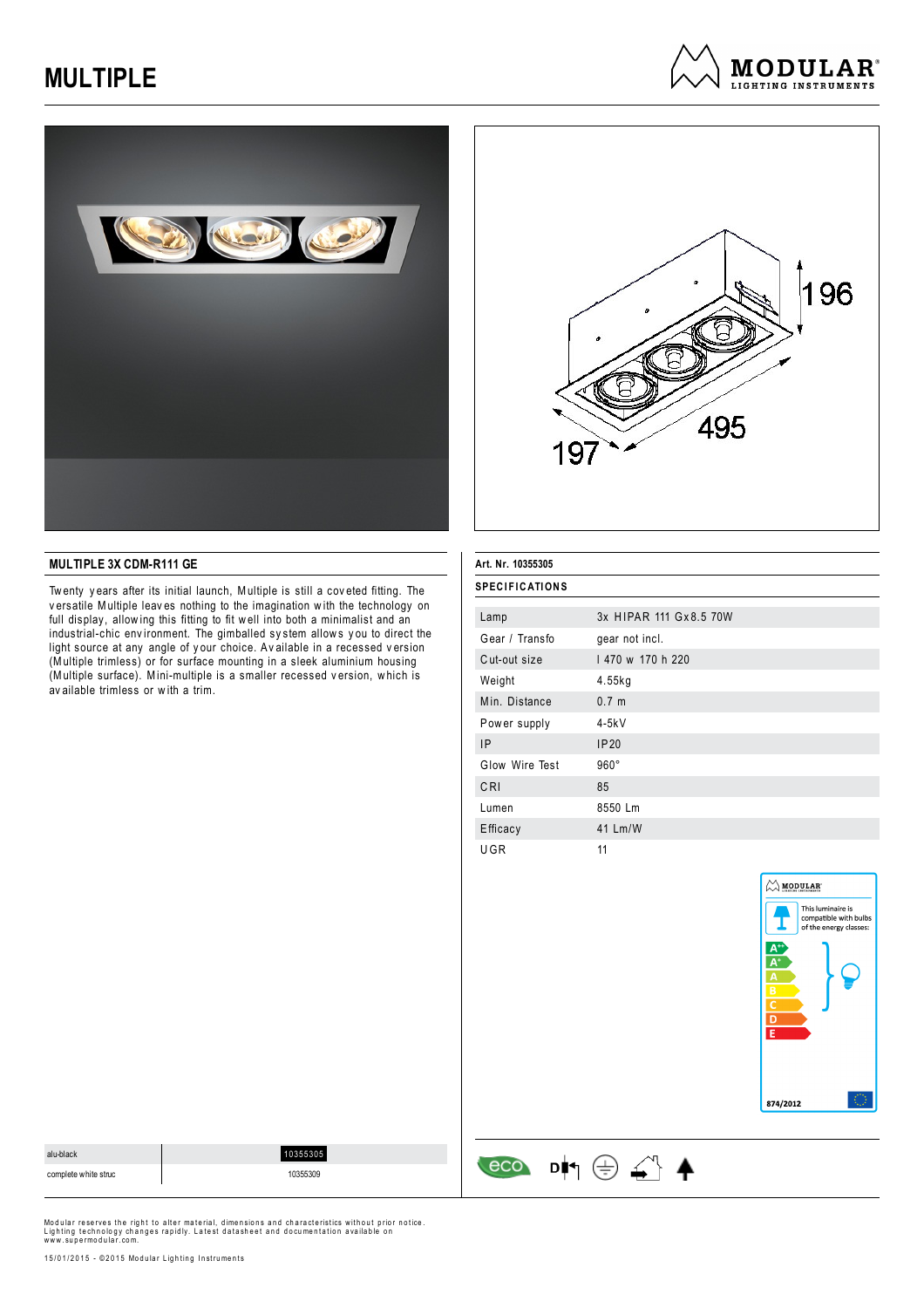# MULTIPLE

## MULTIPLE 3X CDM-R111 GE

Twenty years after its initial launch, Multiple is still a coveted fitting. The versatile Multiple leaves nothing to the imagination with the technology on full display, allowing this fitting to fit well into both a minimalist and an industrial-chic environment. The gimballed system allows you to direct the light source at any angle of your choice. Available in a recessed version (Multiple trimless) or for surface mounting in a sleek aluminium housing (Multiple surface). Mini-multiple is a smaller recessed version, which is available trimless or with a trim.

**Art. Nr. 10355305**

### SPECIFICATIONS

| | |
|---|---|
| Lamp | 3x HIPAR 111 Gx8.5 70W |
| Gear / Transfo | gear not incl. |
| Cut-out size | l 470 w 170 h 220 |
| Weight | 4.55kg |
| Min. Distance | 0.7 m |
| Power supply | 4-5kV |
| IP | IP20 |
| Glow Wire Test | 960° |
| CRI | 85 |
| Lumen | 8550 Lm |
| Efficacy | 41 Lm/W |
| UGR | 11 |

This luminaire is compatible with bulbs of the energy classes: A++, A+, A, B, C, D, E

874/2012

| | |
|---|---|
| alu-black | 10355305 |
| complete white struc | 10355309 |

Modular reserves the right to alter material, dimensions and characteristics without prior notice. Lighting technology changes rapidly. Latest datasheet and documentation available on www.supermodular.com.

15/01/2015 - ©2015 Modular Lighting Instruments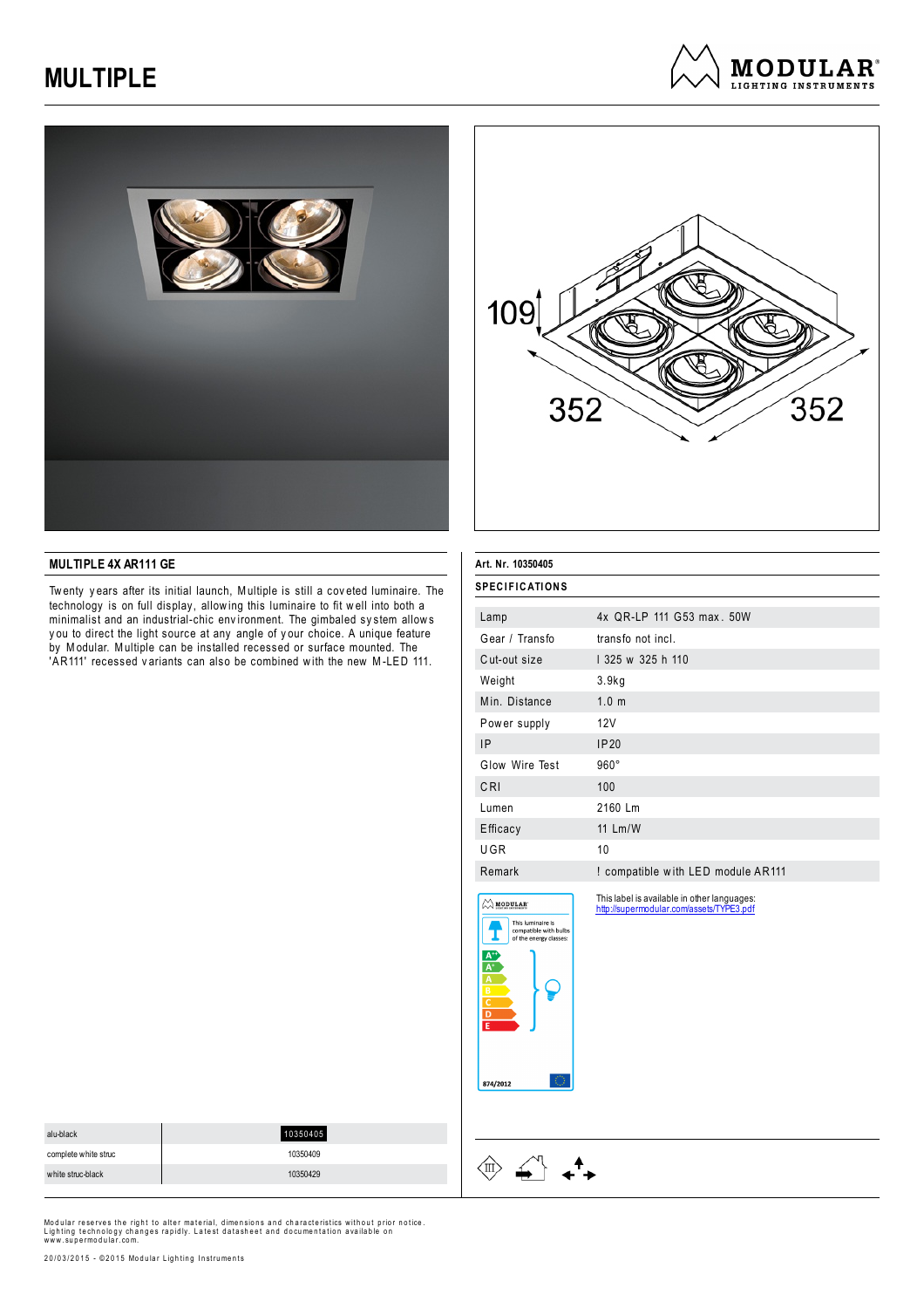# MULTIPLE

MODULAR
LIGHTING INSTRUMENTS

109

352

352

## MULTIPLE 4X AR111 GE

Twenty years after its initial launch, Multiple is still a coveted luminaire. The technology is on full display, allowing this luminaire to fit well into both a minimalist and an industrial-chic environment. The gimbaled system allows you to direct the light source at any angle of your choice. A unique feature by Modular. Multiple can be installed recessed or surface mounted. The 'AR111' recessed variants can also be combined with the new M-LED 111.

**Art. Nr. 10350405**

### SPECIFICATIONS

| | |
|---|---|
| Lamp | 4x QR-LP 111 G53 max. 50W |
| Gear / Transfo | transfo not incl. |
| Cut-out size | l 325 w 325 h 110 |
| Weight | 3.9kg |
| Min. Distance | 1.0 m |
| Power supply | 12V |
| IP | IP20 |
| Glow Wire Test | 960° |
| CRI | 100 |
| Lumen | 2160 Lm |
| Efficacy | 11 Lm/W |
| UGR | 10 |
| Remark | ! compatible with LED module AR111 |

This luminaire is compatible with bulbs of the energy classes:

A++
A+
A
B
C
D
E

874/2012

This label is available in other languages:
http://supermodular.com/assets/TYPE3.pdf

| | |
|---|---|
| alu-black | 10350405 |
| complete white struc | 10350409 |
| white struc-black | 10350429 |

Modular reserves the right to alter material, dimensions and characteristics without prior notice. Lighting technology changes rapidly. Latest datasheet and documentation available on www.supermodular.com.

20/03/2015 - ©2015 Modular Lighting Instruments